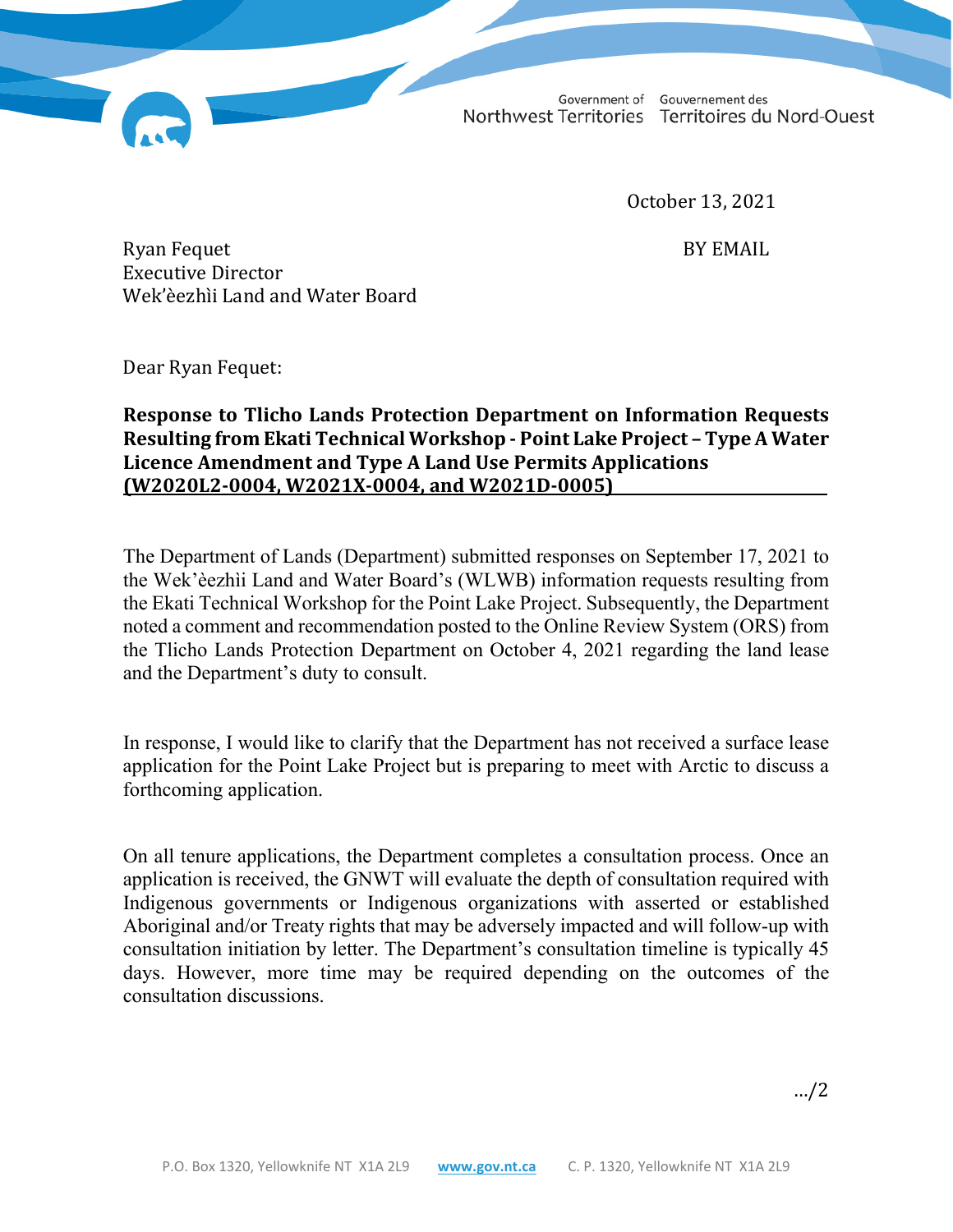Government of Northwest Territories Gouvernement des Territoires du Nord-Ouest

October 13, 2021

BY EMAIL

Ryan Fequet
Executive Director
Wek'èezhìi Land and Water Board

Dear Ryan Fequet:

**Response to Tlicho Lands Protection Department on Information Requests Resulting from Ekati Technical Workshop - Point Lake Project – Type A Water Licence Amendment and Type A Land Use Permits Applications (W2020L2-0004, W2021X-0004, and W2021D-0005)**

The Department of Lands (Department) submitted responses on September 17, 2021 to the Wek'èezhìi Land and Water Board's (WLWB) information requests resulting from the Ekati Technical Workshop for the Point Lake Project. Subsequently, the Department noted a comment and recommendation posted to the Online Review System (ORS) from the Tlicho Lands Protection Department on October 4, 2021 regarding the land lease and the Department's duty to consult.

In response, I would like to clarify that the Department has not received a surface lease application for the Point Lake Project but is preparing to meet with Arctic to discuss a forthcoming application.

On all tenure applications, the Department completes a consultation process. Once an application is received, the GNWT will evaluate the depth of consultation required with Indigenous governments or Indigenous organizations with asserted or established Aboriginal and/or Treaty rights that may be adversely impacted and will follow-up with consultation initiation by letter. The Department's consultation timeline is typically 45 days. However, more time may be required depending on the outcomes of the consultation discussions.

.../2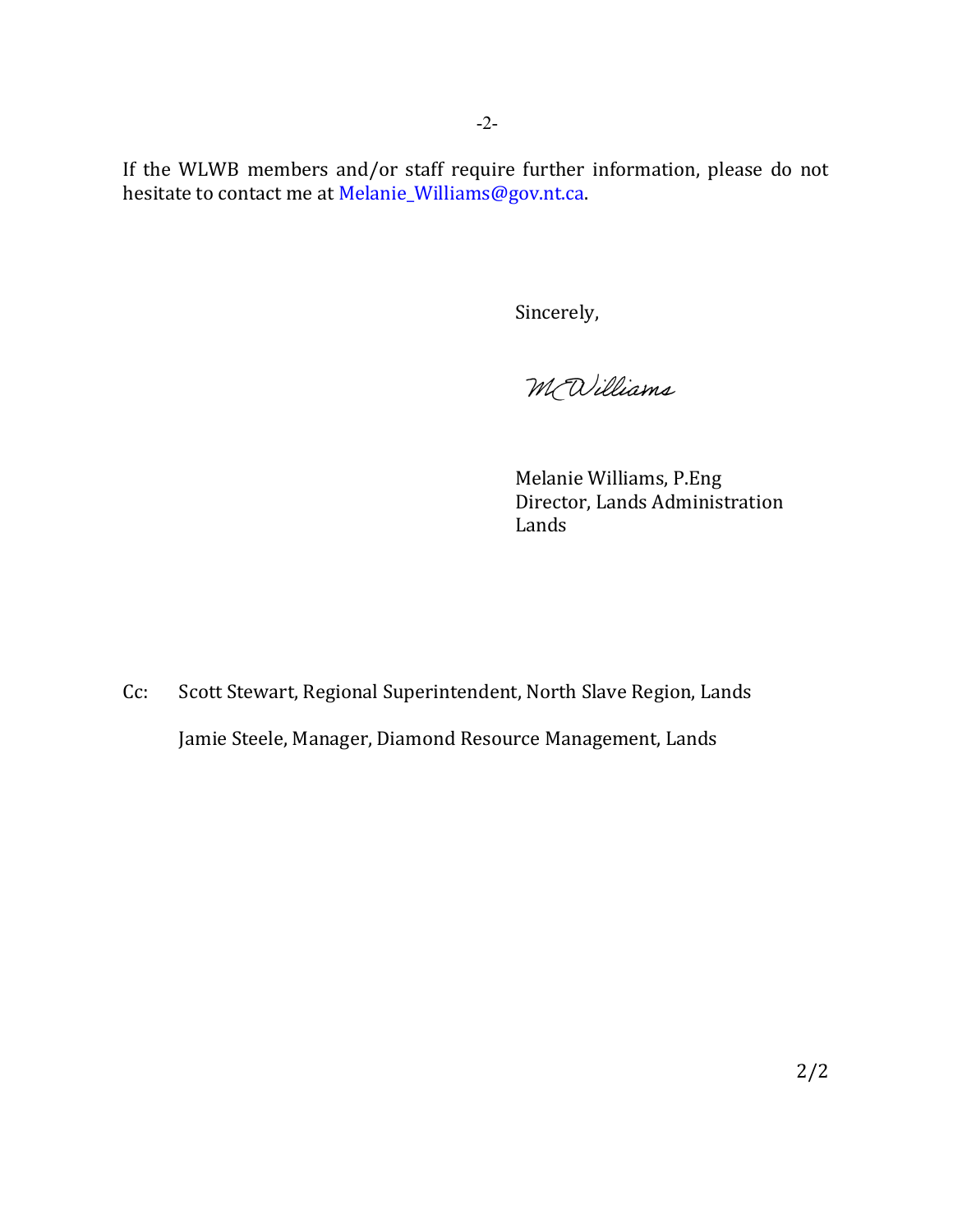If the WLWB members and/or staff require further information, please do not hesitate to contact me at Melanie_Williams@gov.nt.ca.

Sincerely,

M Williams

Melanie Williams, P.Eng
Director, Lands Administration
Lands

Cc: Scott Stewart, Regional Superintendent, North Slave Region, Lands

Jamie Steele, Manager, Diamond Resource Management, Lands